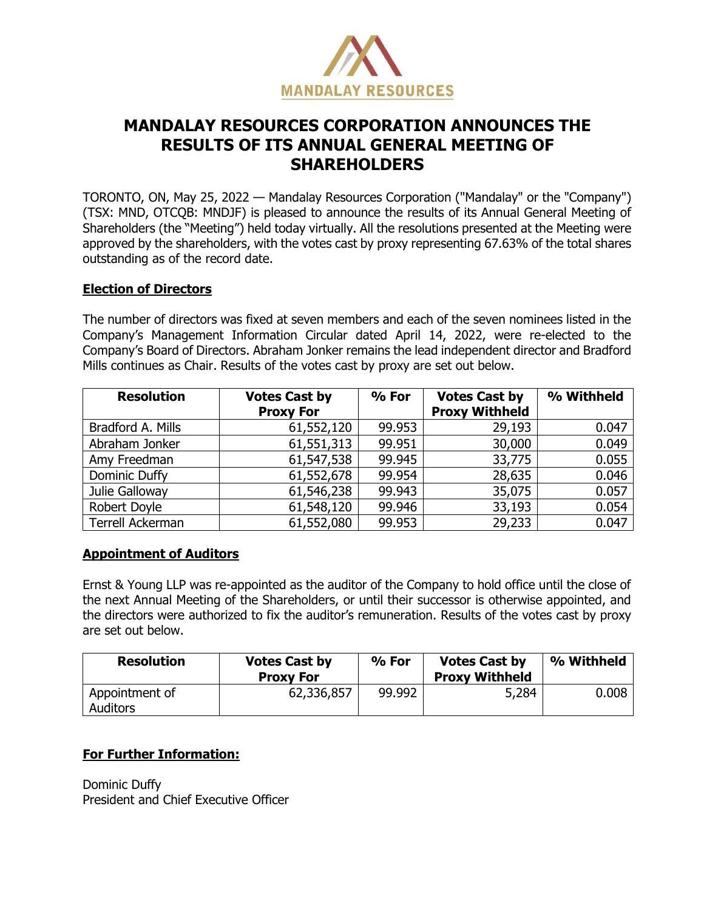MANDALAY RESOURCES

# MANDALAY RESOURCES CORPORATION ANNOUNCES THE RESULTS OF ITS ANNUAL GENERAL MEETING OF SHAREHOLDERS

TORONTO, ON, May 25, 2022 — Mandalay Resources Corporation ("Mandalay" or the "Company") (TSX: MND, OTCQB: MNDJF) is pleased to announce the results of its Annual General Meeting of Shareholders (the "Meeting") held today virtually. All the resolutions presented at the Meeting were approved by the shareholders, with the votes cast by proxy representing 67.63% of the total shares outstanding as of the record date.

## Election of Directors

The number of directors was fixed at seven members and each of the seven nominees listed in the Company's Management Information Circular dated April 14, 2022, were re-elected to the Company's Board of Directors. Abraham Jonker remains the lead independent director and Bradford Mills continues as Chair. Results of the votes cast by proxy are set out below.

| Resolution | Votes Cast by Proxy For | % For | Votes Cast by Proxy Withheld | % Withheld |
|---|---|---|---|---|
| Bradford A. Mills | 61,552,120 | 99.953 | 29,193 | 0.047 |
| Abraham Jonker | 61,551,313 | 99.951 | 30,000 | 0.049 |
| Amy Freedman | 61,547,538 | 99.945 | 33,775 | 0.055 |
| Dominic Duffy | 61,552,678 | 99.954 | 28,635 | 0.046 |
| Julie Galloway | 61,546,238 | 99.943 | 35,075 | 0.057 |
| Robert Doyle | 61,548,120 | 99.946 | 33,193 | 0.054 |
| Terrell Ackerman | 61,552,080 | 99.953 | 29,233 | 0.047 |

## Appointment of Auditors

Ernst & Young LLP was re-appointed as the auditor of the Company to hold office until the close of the next Annual Meeting of the Shareholders, or until their successor is otherwise appointed, and the directors were authorized to fix the auditor's remuneration. Results of the votes cast by proxy are set out below.

| Resolution | Votes Cast by Proxy For | % For | Votes Cast by Proxy Withheld | % Withheld |
|---|---|---|---|---|
| Appointment of Auditors | 62,336,857 | 99.992 | 5,284 | 0.008 |

## For Further Information:

Dominic Duffy
President and Chief Executive Officer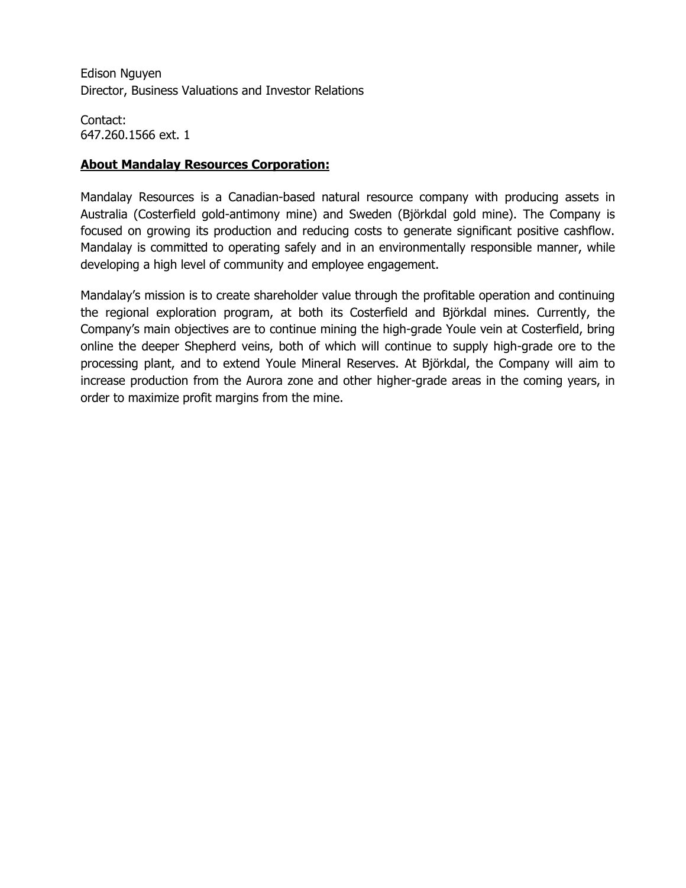Edison Nguyen
Director, Business Valuations and Investor Relations

Contact:
647.260.1566 ext. 1

**About Mandalay Resources Corporation:**

Mandalay Resources is a Canadian-based natural resource company with producing assets in Australia (Costerfield gold-antimony mine) and Sweden (Björkdal gold mine). The Company is focused on growing its production and reducing costs to generate significant positive cashflow. Mandalay is committed to operating safely and in an environmentally responsible manner, while developing a high level of community and employee engagement.

Mandalay's mission is to create shareholder value through the profitable operation and continuing the regional exploration program, at both its Costerfield and Björkdal mines. Currently, the Company's main objectives are to continue mining the high-grade Youle vein at Costerfield, bring online the deeper Shepherd veins, both of which will continue to supply high-grade ore to the processing plant, and to extend Youle Mineral Reserves. At Björkdal, the Company will aim to increase production from the Aurora zone and other higher-grade areas in the coming years, in order to maximize profit margins from the mine.